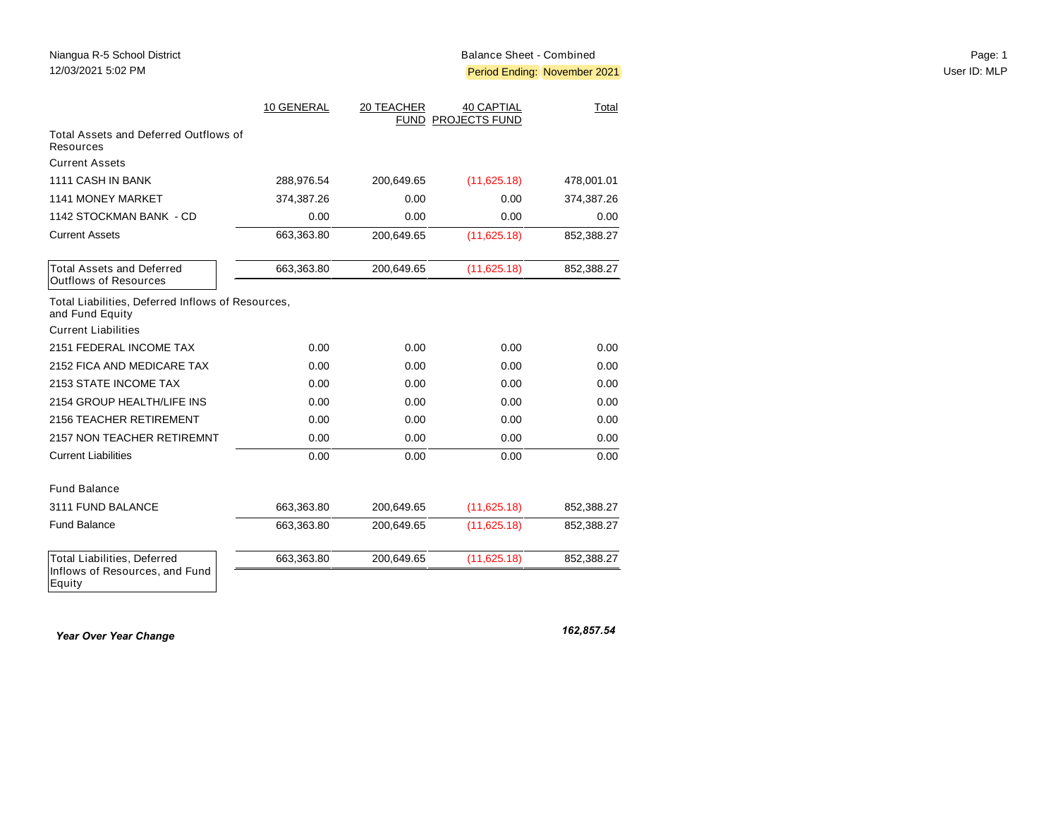Niangua R-5 School District
12/03/2021 5:02 PM

Balance Sheet - Combined
Period Ending: November 2021

User ID: MLP

| | 10 GENERAL | 20 TEACHER FUND | 40 CAPTIAL PROJECTS FUND | Total |
|---|---|---|---|---|
| **Total Assets and Deferred Outflows of Resources** | | | | |
| **Current Assets** | | | | |
| 1111 CASH IN BANK | 288,976.54 | 200,649.65 | (11,625.18) | 478,001.01 |
| 1141 MONEY MARKET | 374,387.26 | 0.00 | 0.00 | 374,387.26 |
| 1142 STOCKMAN BANK - CD | 0.00 | 0.00 | 0.00 | 0.00 |
| Current Assets | 663,363.80 | 200,649.65 | (11,625.18) | 852,388.27 |
| Total Assets and Deferred Outflows of Resources | 663,363.80 | 200,649.65 | (11,625.18) | 852,388.27 |
| **Total Liabilities, Deferred Inflows of Resources, and Fund Equity** | | | | |
| **Current Liabilities** | | | | |
| 2151 FEDERAL INCOME TAX | 0.00 | 0.00 | 0.00 | 0.00 |
| 2152 FICA AND MEDICARE TAX | 0.00 | 0.00 | 0.00 | 0.00 |
| 2153 STATE INCOME TAX | 0.00 | 0.00 | 0.00 | 0.00 |
| 2154 GROUP HEALTH/LIFE INS | 0.00 | 0.00 | 0.00 | 0.00 |
| 2156 TEACHER RETIREMENT | 0.00 | 0.00 | 0.00 | 0.00 |
| 2157 NON TEACHER RETIREMNT | 0.00 | 0.00 | 0.00 | 0.00 |
| Current Liabilities | 0.00 | 0.00 | 0.00 | 0.00 |
| **Fund Balance** | | | | |
| 3111 FUND BALANCE | 663,363.80 | 200,649.65 | (11,625.18) | 852,388.27 |
| Fund Balance | 663,363.80 | 200,649.65 | (11,625.18) | 852,388.27 |
| Total Liabilities, Deferred Inflows of Resources, and Fund Equity | 663,363.80 | 200,649.65 | (11,625.18) | 852,388.27 |

***Year Over Year Change*** ***162,857.54***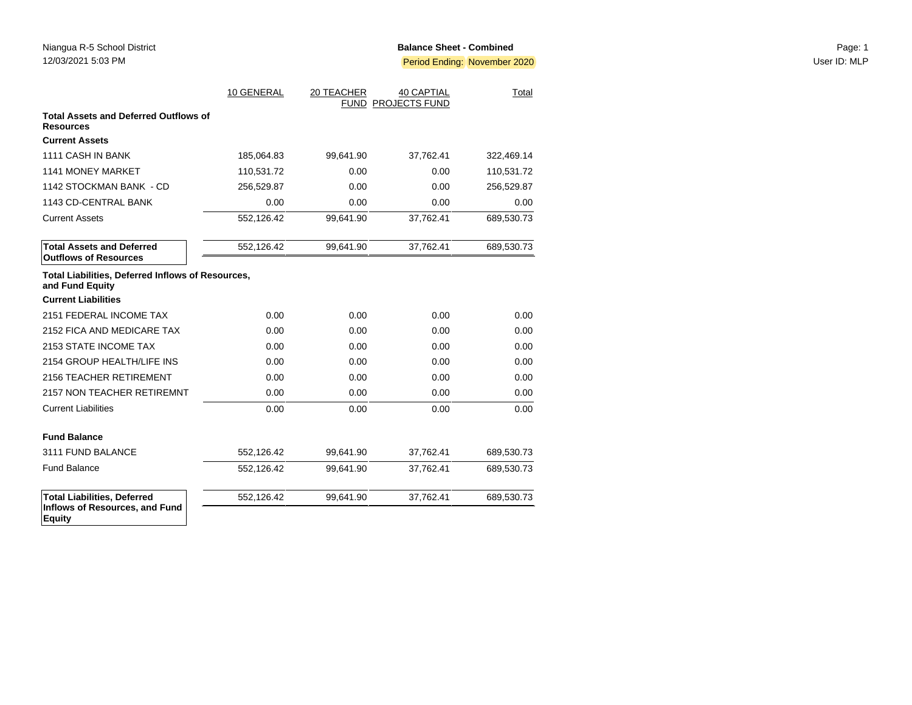Niangua R-5 School District
12/03/2021 5:03 PM

**Balance Sheet - Combined**

Period Ending: November 2020

User ID: MLP

| | 10 GENERAL | 20 TEACHER FUND | 40 CAPTIAL PROJECTS FUND | Total |
|---|---|---|---|---|
| **Total Assets and Deferred Outflows of Resources** | | | | |
| **Current Assets** | | | | |
| 1111 CASH IN BANK | 185,064.83 | 99,641.90 | 37,762.41 | 322,469.14 |
| 1141 MONEY MARKET | 110,531.72 | 0.00 | 0.00 | 110,531.72 |
| 1142 STOCKMAN BANK - CD | 256,529.87 | 0.00 | 0.00 | 256,529.87 |
| 1143 CD-CENTRAL BANK | 0.00 | 0.00 | 0.00 | 0.00 |
| Current Assets | 552,126.42 | 99,641.90 | 37,762.41 | 689,530.73 |
| **Total Assets and Deferred Outflows of Resources** | 552,126.42 | 99,641.90 | 37,762.41 | 689,530.73 |
| **Total Liabilities, Deferred Inflows of Resources, and Fund Equity** | | | | |
| **Current Liabilities** | | | | |
| 2151 FEDERAL INCOME TAX | 0.00 | 0.00 | 0.00 | 0.00 |
| 2152 FICA AND MEDICARE TAX | 0.00 | 0.00 | 0.00 | 0.00 |
| 2153 STATE INCOME TAX | 0.00 | 0.00 | 0.00 | 0.00 |
| 2154 GROUP HEALTH/LIFE INS | 0.00 | 0.00 | 0.00 | 0.00 |
| 2156 TEACHER RETIREMENT | 0.00 | 0.00 | 0.00 | 0.00 |
| 2157 NON TEACHER RETIREMNT | 0.00 | 0.00 | 0.00 | 0.00 |
| Current Liabilities | 0.00 | 0.00 | 0.00 | 0.00 |
| **Fund Balance** | | | | |
| 3111 FUND BALANCE | 552,126.42 | 99,641.90 | 37,762.41 | 689,530.73 |
| Fund Balance | 552,126.42 | 99,641.90 | 37,762.41 | 689,530.73 |
| **Total Liabilities, Deferred Inflows of Resources, and Fund Equity** | 552,126.42 | 99,641.90 | 37,762.41 | 689,530.73 |